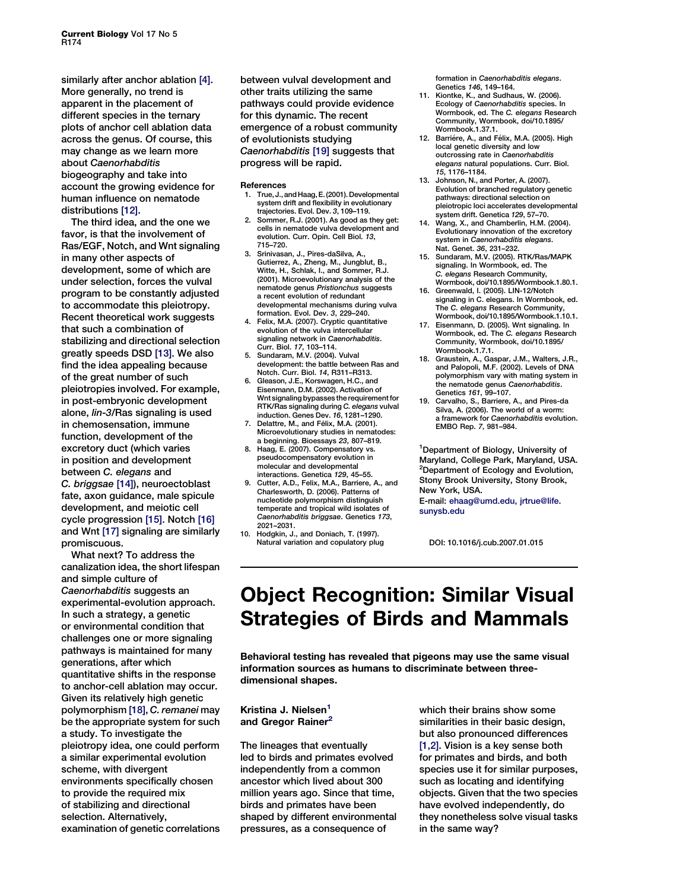similarly after anchor ablation [4]. More generally, no trend is apparent in the placement of different species in the ternary plots of anchor cell ablation data across the genus. Of course, this may change as we learn more about *Caenorhabditis* biogeography and take into account the growing evidence for human influence on nematode distributions [12].

The third idea, and the one we favor, is that the involvement of Ras/EGF, Notch, and Wnt signaling in many other aspects of development, some of which are under selection, forces the vulval program to be constantly adjusted to accommodate this pleiotropy. Recent theoretical work suggests that such a combination of stabilizing and directional selection greatly speeds DSD [13]. We also find the idea appealing because of the great number of such pleiotropies involved. For example, in post-embryonic development alone, *lin-3*/Ras signaling is used in chemosensation, immune function, development of the excretory duct (which varies in position and development between *C. elegans* and *C. briggsae* [14]), neuroectoblast fate, axon guidance, male spicule development, and meiotic cell cycle progression [15]. Notch [16] and Wnt [17] signaling are similarly promiscuous.

What next? To address the canalization idea, the short lifespan and simple culture of *Caenorhabditis* suggests an experimental-evolution approach. In such a strategy, a genetic or environmental condition that challenges one or more signaling pathways is maintained for many generations, after which quantitative shifts in the response to anchor-cell ablation may occur. Given its relatively high genetic polymorphism [18], *C. remanei* may be the appropriate system for such a study. To investigate the pleiotropy idea, one could perform a similar experimental evolution scheme, with divergent environments specifically chosen to provide the required mix of stabilizing and directional selection. Alternatively, examination of genetic correlations between vulval development and other traits utilizing the same pathways could provide evidence for this dynamic. The recent emergence of a robust community of evolutionists studying *Caenorhabditis* [19] suggests that progress will be rapid.

### References

1. True, J., and Haag, E. (2001). Developmental system drift and flexibility in evolutionary trajectories. Evol. Dev. *3*, 109–119.
2. Sommer, R.J. (2001). As good as they get: cells in nematode vulva development and evolution. Curr. Opin. Cell Biol. *13*, 715–720.
3. Srinivasan, J., Pires-daSilva, A., Gutierrez, A., Zheng, M., Jungblut, B., Witte, H., Schlak, I., and Sommer, R.J. (2001). Microevolutionary analysis of the nematode genus *Pristionchus* suggests a recent evolution of redundant developmental mechanisms during vulva formation. Evol. Dev. *3*, 229–240.
4. Felix, M.A. (2007). Cryptic quantitative evolution of the vulva intercellular signaling network in *Caenorhabditis*. Curr. Biol. *17*, 103–114.
5. Sundaram, M.V. (2004). Vulval development: the battle between Ras and Notch. Curr. Biol. *14*, R311–R313.
6. Gleason, J.E., Korswagen, H.C., and Eisenmann, D.M. (2002). Activation of Wnt signaling bypasses the requirement for RTK/Ras signaling during *C. elegans* vulval induction. Genes Dev. *16*, 1281–1290.
7. Delattre, M., and Félix, M.A. (2001). Microevolutionary studies in nematodes: a beginning. Bioessays *23*, 807–819.
8. Haag, E. (2007). Compensatory vs. pseudocompensatory evolution in molecular and developmental interactions. Genetica *129*, 45–55.
9. Cutter, A.D., Felix, M.A., Barriere, A., and Charlesworth, D. (2006). Patterns of nucleotide polymorphism distinguish temperate and tropical wild isolates of *Caenorhabditis briggsae*. Genetics *173*, 2021–2031.
10. Hodgkin, J., and Doniach, T. (1997). Natural variation and copulatory plug formation in *Caenorhabditis elegans*. Genetics *146*, 149–164.
11. Kiontke, K., and Sudhaus, W. (2006). Ecology of *Caenorhabditis* species. In Wormbook, ed. The *C. elegans* Research Community, Wormbook, doi/10.1895/Wormbook.1.37.1.
12. Barriére, A., and Félix, M.A. (2005). High local genetic diversity and low outcrossing rate in *Caenorhabditis elegans* natural populations. Curr. Biol. *15*, 1176–1184.
13. Johnson, N., and Porter, A. (2007). Evolution of branched regulatory genetic pathways: directional selection on pleiotropic loci accelerates developmental system drift. Genetica *129*, 57–70.
14. Wang, X., and Chamberlin, H.M. (2004). Evolutionary innovation of the excretory system in *Caenorhabditis elegans*. Nat. Genet. *36*, 231–232.
15. Sundaram, M.V. (2005). RTK/Ras/MAPK signaling. In Wormbook, ed. The *C. elegans* Research Community, Wormbook, doi/10.1895/Wormbook.1.80.1.
16. Greenwald, I. (2005). LIN-12/Notch signaling in C. elegans. In Wormbook, ed. The *C. elegans* Research Community, Wormbook, doi/10.1895/Wormbook.1.10.1.
17. Eisenmann, D. (2005). Wnt signaling. In Wormbook, ed. The *C. elegans* Research Community, Wormbook, doi/10.1895/Wormbook.1.7.1.
18. Graustein, A., Gaspar, J.M., Walters, J.R., and Palopoli, M.F. (2002). Levels of DNA polymorphism vary with mating system in the nematode genus *Caenorhabditis*. Genetics *161*, 99–107.
19. Carvalho, S., Barriere, A., and Pires-da Silva, A. (2006). The world of a worm: a framework for *Caenorhabditis* evolution. EMBO Rep. *7*, 981–984.

[1]Department of Biology, University of Maryland, College Park, Maryland, USA.
[2]Department of Ecology and Evolution, Stony Brook University, Stony Brook, New York, USA.
E-mail: ehaag@umd.edu, jrtrue@life.sunysb.edu

DOI: 10.1016/j.cub.2007.01.015

# Object Recognition: Similar Visual Strategies of Birds and Mammals

**Behavioral testing has revealed that pigeons may use the same visual information sources as humans to discriminate between three-dimensional shapes.**

**Kristina J. Nielsen[1] and Gregor Rainer[2]**

The lineages that eventually led to birds and primates evolved independently from a common ancestor which lived about 300 million years ago. Since that time, birds and primates have been shaped by different environmental pressures, as a consequence of which their brains show some similarities in their basic design, but also pronounced differences [1,2]. Vision is a key sense both for primates and birds, and both species use it for similar purposes, such as locating and identifying objects. Given that the two species have evolved independently, do they nonetheless solve visual tasks in the same way?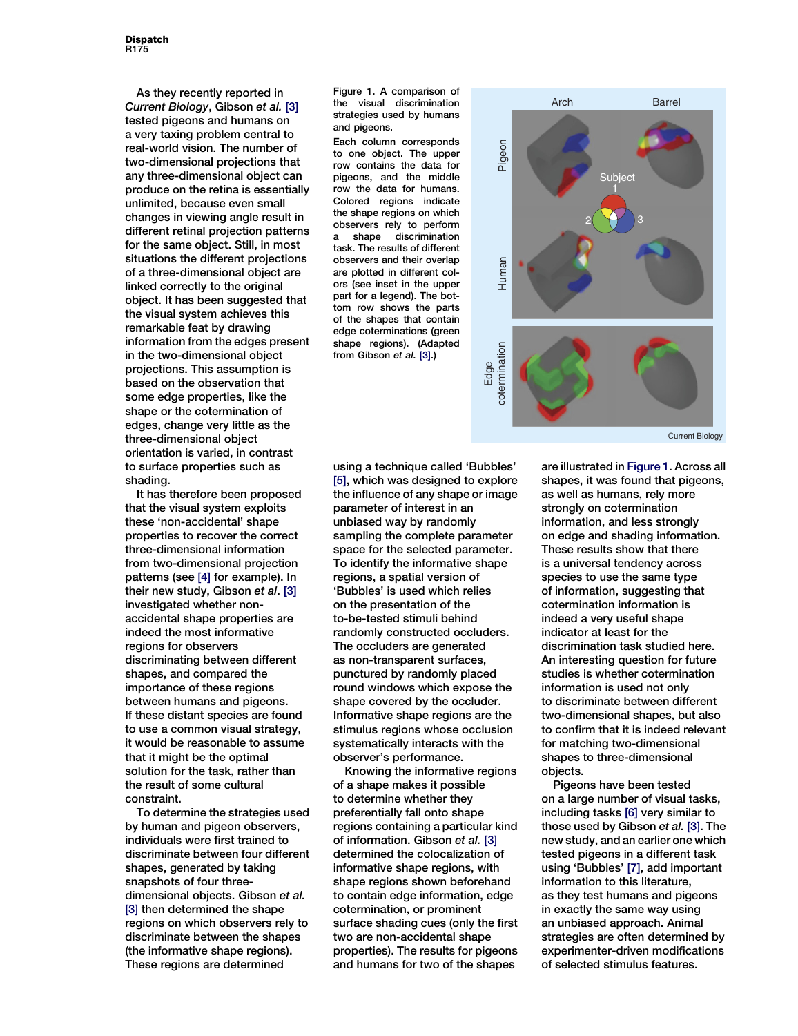As they recently reported in *Current Biology*, Gibson *et al.* [3] tested pigeons and humans on a very taxing problem central to real-world vision. The number of two-dimensional projections that any three-dimensional object can produce on the retina is essentially unlimited, because even small changes in viewing angle result in different retinal projection patterns for the same object. Still, in most situations the different projections of a three-dimensional object are linked correctly to the original object. It has been suggested that the visual system achieves this remarkable feat by drawing information from the edges present in the two-dimensional object projections. This assumption is based on the observation that some edge properties, like the shape or the cotermination of edges, change very little as the three-dimensional object orientation is varied, in contrast to surface properties such as shading.

It has therefore been proposed that the visual system exploits these 'non-accidental' shape properties to recover the correct three-dimensional information from two-dimensional projection patterns (see [4] for example). In their new study, Gibson *et al*. [3] investigated whether non-accidental shape properties are indeed the most informative regions for observers discriminating between different shapes, and compared the importance of these regions between humans and pigeons. If these distant species are found to use a common visual strategy, it would be reasonable to assume that it might be the optimal solution for the task, rather than the result of some cultural constraint.

To determine the strategies used by human and pigeon observers, individuals were first trained to discriminate between four different shapes, generated by taking snapshots of four three-dimensional objects. Gibson *et al.* [3] then determined the shape regions on which observers rely to discriminate between the shapes (the informative shape regions). These regions are determined using a technique called 'Bubbles' [5], which was designed to explore the influence of any shape or image parameter of interest in an unbiased way by randomly sampling the complete parameter space for the selected parameter. To identify the informative shape regions, a spatial version of 'Bubbles' is used which relies on the presentation of the to-be-tested stimuli behind randomly constructed occluders. The occluders are generated as non-transparent surfaces, punctured by randomly placed round windows which expose the shape covered by the occluder. Informative shape regions are the stimulus regions whose occlusion systematically interacts with the observer's performance.

Knowing the informative regions of a shape makes it possible to determine whether they preferentially fall onto shape regions containing a particular kind of information. Gibson *et al.* [3] determined the colocalization of informative shape regions, with shape regions shown beforehand to contain edge information, edge cotermination, or prominent surface shading cues (only the first two are non-accidental shape properties). The results for pigeons and humans for two of the shapes are illustrated in Figure 1. Across all shapes, it was found that pigeons, as well as humans, rely more strongly on cotermination information, and less strongly on edge and shading information. These results show that there is a universal tendency across species to use the same type of information, suggesting that cotermination information is indeed a very useful shape indicator at least for the discrimination task studied here. An interesting question for future studies is whether cotermination information is used not only to discriminate between different two-dimensional shapes, but also to confirm that it is indeed relevant for matching two-dimensional shapes to three-dimensional objects.

Pigeons have been tested on a large number of visual tasks, including tasks [6] very similar to those used by Gibson *et al.* [3]. The new study, and an earlier one which tested pigeons in a different task using 'Bubbles' [7], add important information to this literature, as they test humans and pigeons in exactly the same way using an unbiased approach. Animal strategies are often determined by experimenter-driven modifications of selected stimulus features.

Arch
Barrel
Pigeon
Subject
1
2
3
Human
Edge cotermination
Current Biology

Figure 1. A comparison of the visual discrimination strategies used by humans and pigeons.
Each column corresponds to one object. The upper row contains the data for pigeons, and the middle row the data for humans. Colored regions indicate the shape regions on which observers rely to perform a shape discrimination task. The results of different observers and their overlap are plotted in different colors (see inset in the upper part for a legend). The bottom row shows the parts of the shapes that contain edge coterminations (green shape regions). (Adapted from Gibson *et al.* [3].)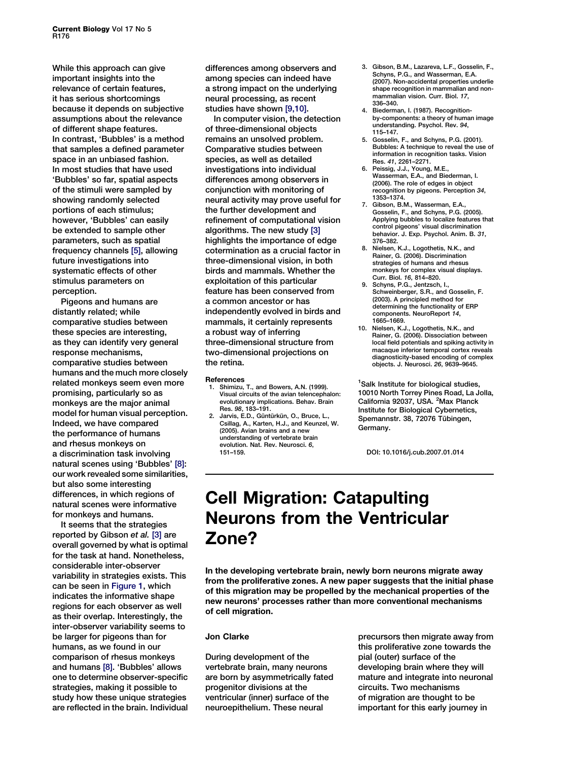While this approach can give important insights into the relevance of certain features, it has serious shortcomings because it depends on subjective assumptions about the relevance of different shape features. In contrast, 'Bubbles' is a method that samples a defined parameter space in an unbiased fashion. In most studies that have used 'Bubbles' so far, spatial aspects of the stimuli were sampled by showing randomly selected portions of each stimulus; however, 'Bubbles' can easily be extended to sample other parameters, such as spatial frequency channels [5], allowing future investigations into systematic effects of other stimulus parameters on perception.

Pigeons and humans are distantly related; while comparative studies between these species are interesting, as they can identify very general response mechanisms, comparative studies between humans and the much more closely related monkeys seem even more promising, particularly so as monkeys are the major animal model for human visual perception. Indeed, we have compared the performance of humans and rhesus monkeys on a discrimination task involving natural scenes using 'Bubbles' [8]: our work revealed some similarities, but also some interesting differences, in which regions of natural scenes were informative for monkeys and humans.

It seems that the strategies reported by Gibson *et al.* [3] are overall governed by what is optimal for the task at hand. Nonetheless, considerable inter-observer variability in strategies exists. This can be seen in Figure 1, which indicates the informative shape regions for each observer as well as their overlap. Interestingly, the inter-observer variability seems to be larger for pigeons than for humans, as we found in our comparison of rhesus monkeys and humans [8]. 'Bubbles' allows one to determine observer-specific strategies, making it possible to study how these unique strategies are reflected in the brain. Individual differences among observers and among species can indeed have a strong impact on the underlying neural processing, as recent studies have shown [9,10].

In computer vision, the detection of three-dimensional objects remains an unsolved problem. Comparative studies between species, as well as detailed investigations into individual differences among observers in conjunction with monitoring of neural activity may prove useful for the further development and refinement of computational vision algorithms. The new study [3] highlights the importance of edge cotermination as a crucial factor in three-dimensional vision, in both birds and mammals. Whether the exploitation of this particular feature has been conserved from a common ancestor or has independently evolved in birds and mammals, it certainly represents a robust way of inferring three-dimensional structure from two-dimensional projections on the retina.

### References

1. Shimizu, T., and Bowers, A.N. (1999). Visual circuits of the avian telencephalon: evolutionary implications. Behav. Brain Res. *98*, 183–191.
2. Jarvis, E.D., Güntürkün, O., Bruce, L., Csillag, A., Karten, H.J., and Keunzel, W. (2005). Avian brains and a new understanding of vertebrate brain evolution. Nat. Rev. Neurosci. *6*, 151–159.
3. Gibson, B.M., Lazareva, L.F., Gosselin, F., Schyns, P.G., and Wasserman, E.A. (2007). Non-accidental properties underlie shape recognition in mammalian and non-mammalian vision. Curr. Biol. *17*, 336–340.
4. Biederman, I. (1987). Recognition-by-components: a theory of human image understanding. Psychol. Rev. *94*, 115–147.
5. Gosselin, F., and Schyns, P.G. (2001). Bubbles: A technique to reveal the use of information in recognition tasks. Vision Res. *41*, 2261–2271.
6. Peissig, J.J., Young, M.E., Wasserman, E.A., and Biederman, I. (2006). The role of edges in object recognition by pigeons. Perception *34*, 1353–1374.
7. Gibson, B.M., Wasserman, E.A., Gosselin, F., and Schyns, P.G. (2005). Applying bubbles to localize features that control pigeons' visual discrimination behavior. J. Exp. Psychol. Anim. B. *31*, 376–382.
8. Nielsen, K.J., Logothetis, N.K., and Rainer, G. (2006). Discrimination strategies of humans and rhesus monkeys for complex visual displays. Curr. Biol. *16*, 814–820.
9. Schyns, P.G., Jentzsch, I., Schweinberger, S.R., and Gosselin, F. (2003). A principled method for determining the functionality of ERP components. NeuroReport *14*, 1665–1669.
10. Nielsen, K.J., Logothetis, N.K., and Rainer, G. (2006). Dissociation between local field potentials and spiking activity in macaque inferior temporal cortex reveals diagnosticity-based encoding of complex objects. J. Neurosci. *26*, 9639–9645.

[1]Salk Institute for biological studies, 10010 North Torrey Pines Road, La Jolla, California 92037, USA. [2]Max Planck Institute for Biological Cybernetics, Spemannstr. 38, 72076 Tübingen, Germany.

DOI: 10.1016/j.cub.2007.01.014

# Cell Migration: Catapulting Neurons from the Ventricular Zone?

**In the developing vertebrate brain, newly born neurons migrate away from the proliferative zones. A new paper suggests that the initial phase of this migration may be propelled by the mechanical properties of the new neurons' processes rather than more conventional mechanisms of cell migration.**

**Jon Clarke**

During development of the vertebrate brain, many neurons are born by asymmetrically fated progenitor divisions at the ventricular (inner) surface of the neuroepithelium. These neural precursors then migrate away from this proliferative zone towards the pial (outer) surface of the developing brain where they will mature and integrate into neuronal circuits. Two mechanisms of migration are thought to be important for this early journey in